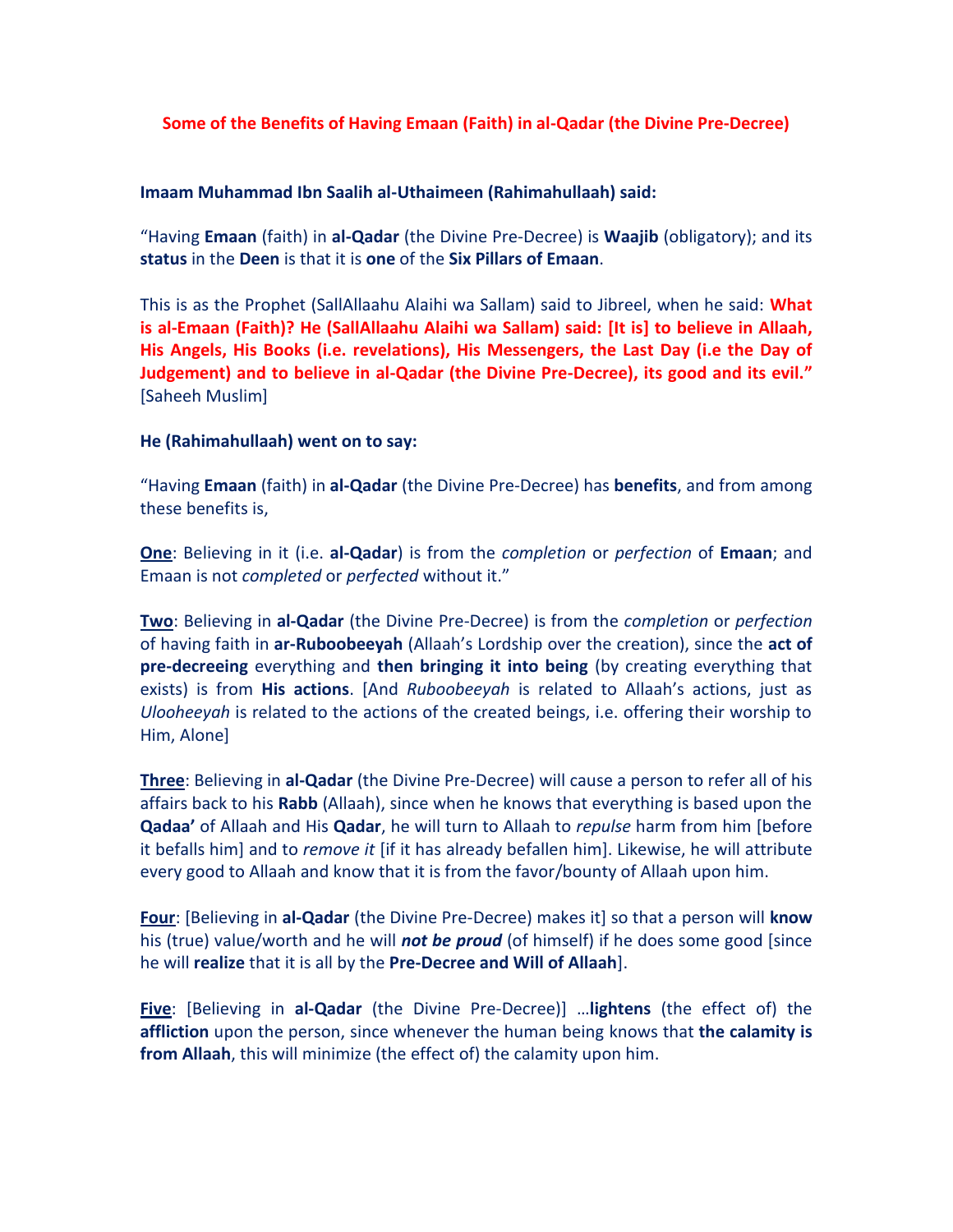# Some of the Benefits of Having Emaan (Faith) in al-Qadar (the Divine Pre-Decree)

**Imaam Muhammad Ibn Saalih al-Uthaimeen (Rahimahullaah) said:**

"Having **Emaan** (faith) in **al-Qadar** (the Divine Pre-Decree) is **Waajib** (obligatory); and its **status** in the **Deen** is that it is **one** of the **Six Pillars of Emaan**.

This is as the Prophet (SallAllaahu Alaihi wa Sallam) said to Jibreel, when he said: **What is al-Emaan (Faith)? He (SallAllaahu Alaihi wa Sallam) said: [It is] to believe in Allaah, His Angels, His Books (i.e. revelations), His Messengers, the Last Day (i.e the Day of Judgement) and to believe in al-Qadar (the Divine Pre-Decree), its good and its evil."** [Saheeh Muslim]

**He (Rahimahullaah) went on to say:**

"Having **Emaan** (faith) in **al-Qadar** (the Divine Pre-Decree) has **benefits**, and from among these benefits is,

**One**: Believing in it (i.e. **al-Qadar**) is from the *completion* or *perfection* of **Emaan**; and Emaan is not *completed* or *perfected* without it."

**Two**: Believing in **al-Qadar** (the Divine Pre-Decree) is from the *completion* or *perfection* of having faith in **ar-Ruboobeeyah** (Allaah's Lordship over the creation), since the **act of pre-decreeing** everything and **then bringing it into being** (by creating everything that exists) is from **His actions**. [And *Ruboobeeyah* is related to Allaah's actions, just as *Ulooheeyah* is related to the actions of the created beings, i.e. offering their worship to Him, Alone]

**Three**: Believing in **al-Qadar** (the Divine Pre-Decree) will cause a person to refer all of his affairs back to his **Rabb** (Allaah), since when he knows that everything is based upon the **Qadaa'** of Allaah and His **Qadar**, he will turn to Allaah to *repulse* harm from him [before it befalls him] and to *remove it* [if it has already befallen him]. Likewise, he will attribute every good to Allaah and know that it is from the favor/bounty of Allaah upon him.

**Four**: [Believing in **al-Qadar** (the Divine Pre-Decree) makes it] so that a person will **know** his (true) value/worth and he will ***not be proud*** (of himself) if he does some good [since he will **realize** that it is all by the **Pre-Decree and Will of Allaah**].

**Five**: [Believing in **al-Qadar** (the Divine Pre-Decree)] …**lightens** (the effect of) the **affliction** upon the person, since whenever the human being knows that **the calamity is from Allaah**, this will minimize (the effect of) the calamity upon him.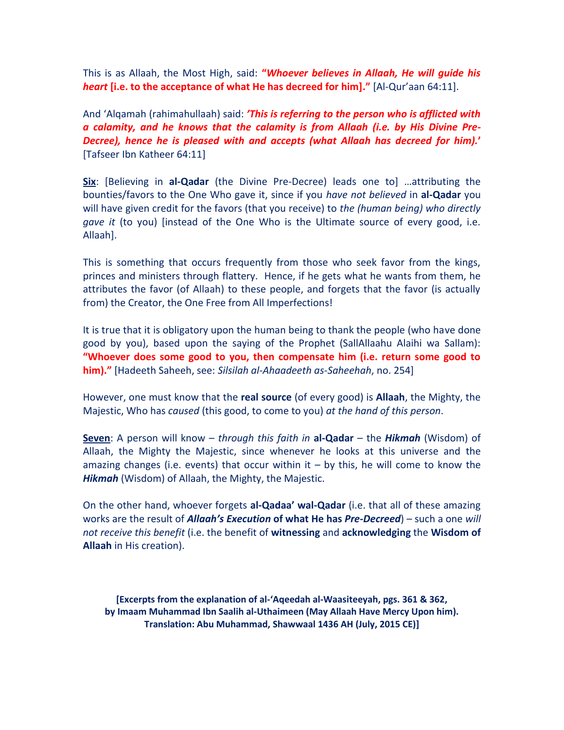This is as Allaah, the Most High, said: **"*Whoever believes in Allaah, He will guide his heart* [i.e. to the acceptance of what He has decreed for him]."** [Al-Qur'aan 64:11].

And 'Alqamah (rahimahullaah) said: ***'This is referring to the person who is afflicted with a calamity, and he knows that the calamity is from Allaah (i.e. by His Divine Pre-Decree), hence he is pleased with and accepts (what Allaah has decreed for him).'*** [Tafseer Ibn Katheer 64:11]

**Six**: [Believing in **al-Qadar** (the Divine Pre-Decree) leads one to] …attributing the bounties/favors to the One Who gave it, since if you *have not believed* in **al-Qadar** you will have given credit for the favors (that you receive) to *the (human being) who directly gave it* (to you) [instead of the One Who is the Ultimate source of every good, i.e. Allaah].

This is something that occurs frequently from those who seek favor from the kings, princes and ministers through flattery. Hence, if he gets what he wants from them, he attributes the favor (of Allaah) to these people, and forgets that the favor (is actually from) the Creator, the One Free from All Imperfections!

It is true that it is obligatory upon the human being to thank the people (who have done good by you), based upon the saying of the Prophet (SallAllaahu Alaihi wa Sallam): **"Whoever does some good to you, then compensate him (i.e. return some good to him)."** [Hadeeth Saheeh, see: *Silsilah al-Ahaadeeth as-Saheehah*, no. 254]

However, one must know that the **real source** (of every good) is **Allaah**, the Mighty, the Majestic, Who has *caused* (this good, to come to you) *at the hand of this person*.

**Seven**: A person will know – *through this faith in* **al-Qadar** – the ***Hikmah*** (Wisdom) of Allaah, the Mighty the Majestic, since whenever he looks at this universe and the amazing changes (i.e. events) that occur within it – by this, he will come to know the ***Hikmah*** (Wisdom) of Allaah, the Mighty, the Majestic.

On the other hand, whoever forgets **al-Qadaa' wal-Qadar** (i.e. that all of these amazing works are the result of ***Allaah's Execution*** **of what He has *Pre-Decreed***) – such a one *will not receive this benefit* (i.e. the benefit of **witnessing** and **acknowledging** the **Wisdom of Allaah** in His creation).

**[Excerpts from the explanation of al-'Aqeedah al-Waasiteeyah, pgs. 361 & 362, by Imaam Muhammad Ibn Saalih al-Uthaimeen (May Allaah Have Mercy Upon him). Translation: Abu Muhammad, Shawwaal 1436 AH (July, 2015 CE)]**